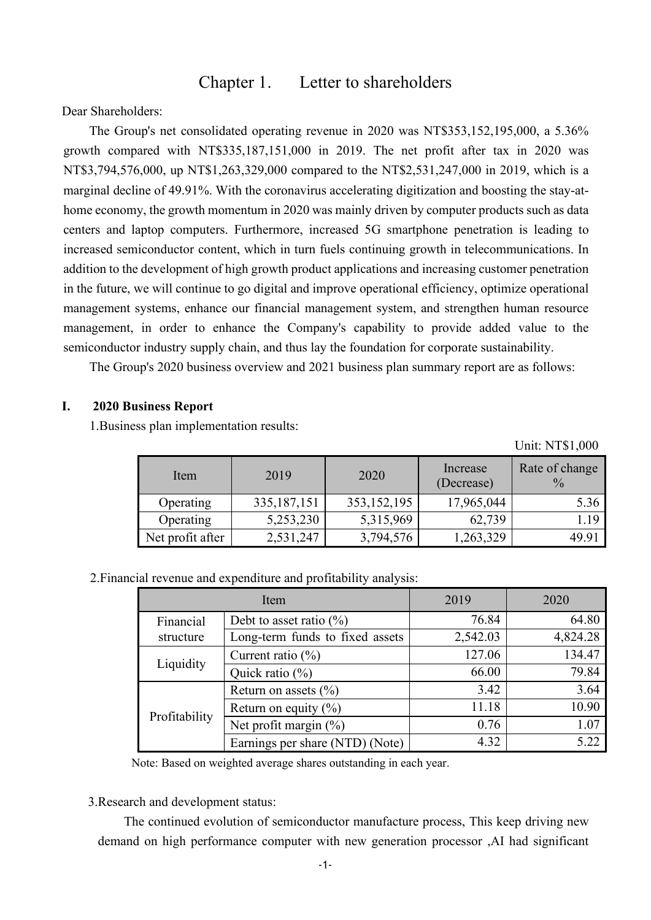# Chapter 1. Letter to shareholders

Dear Shareholders:

The Group's net consolidated operating revenue in 2020 was NT$353,152,195,000, a 5.36% growth compared with NT$335,187,151,000 in 2019. The net profit after tax in 2020 was NT$3,794,576,000, up NT$1,263,329,000 compared to the NT$2,531,247,000 in 2019, which is a marginal decline of 49.91%. With the coronavirus accelerating digitization and boosting the stay-at-home economy, the growth momentum in 2020 was mainly driven by computer products such as data centers and laptop computers. Furthermore, increased 5G smartphone penetration is leading to increased semiconductor content, which in turn fuels continuing growth in telecommunications. In addition to the development of high growth product applications and increasing customer penetration in the future, we will continue to go digital and improve operational efficiency, optimize operational management systems, enhance our financial management system, and strengthen human resource management, in order to enhance the Company's capability to provide added value to the semiconductor industry supply chain, and thus lay the foundation for corporate sustainability.

The Group's 2020 business overview and 2021 business plan summary report are as follows:

## I. 2020 Business Report

1.Business plan implementation results:

Unit: NT$1,000

| Item | 2019 | 2020 | Increase (Decrease) | Rate of change % |
|---|---|---|---|---|
| Operating | 335,187,151 | 353,152,195 | 17,965,044 | 5.36 |
| Operating | 5,253,230 | 5,315,969 | 62,739 | 1.19 |
| Net profit after | 2,531,247 | 3,794,576 | 1,263,329 | 49.91 |

2.Financial revenue and expenditure and profitability analysis:

| Item | | 2019 | 2020 |
|---|---|---|---|
| Financial structure | Debt to asset ratio (%) | 76.84 | 64.80 |
| | Long-term funds to fixed assets | 2,542.03 | 4,824.28 |
| Liquidity | Current ratio (%) | 127.06 | 134.47 |
| | Quick ratio (%) | 66.00 | 79.84 |
| Profitability | Return on assets (%) | 3.42 | 3.64 |
| | Return on equity (%) | 11.18 | 10.90 |
| | Net profit margin (%) | 0.76 | 1.07 |
| | Earnings per share (NTD) (Note) | 4.32 | 5.22 |

Note: Based on weighted average shares outstanding in each year.

3.Research and development status:

The continued evolution of semiconductor manufacture process, This keep driving new demand on high performance computer with new generation processor ,AI had significant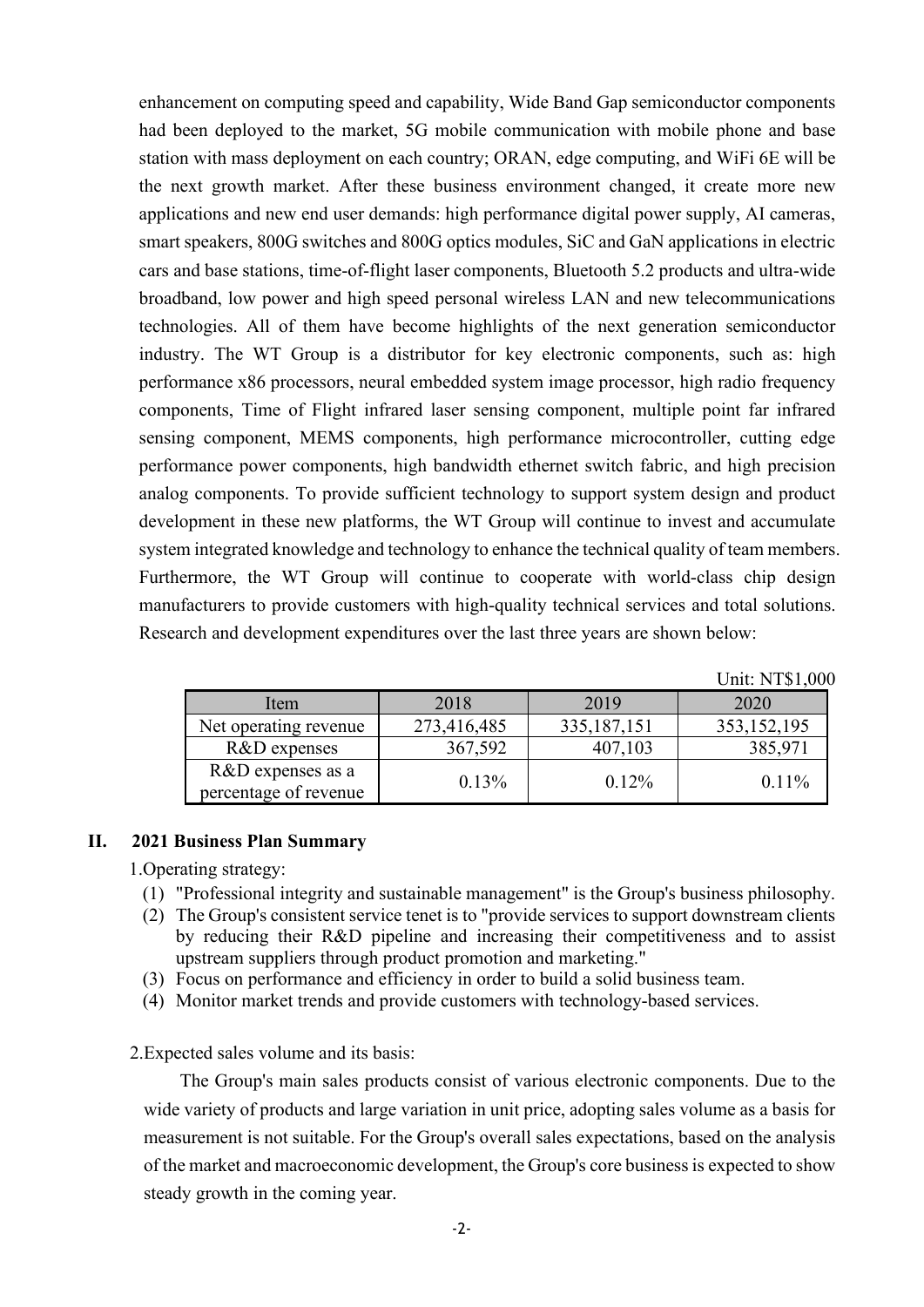enhancement on computing speed and capability, Wide Band Gap semiconductor components had been deployed to the market, 5G mobile communication with mobile phone and base station with mass deployment on each country; ORAN, edge computing, and WiFi 6E will be the next growth market. After these business environment changed, it create more new applications and new end user demands: high performance digital power supply, AI cameras, smart speakers, 800G switches and 800G optics modules, SiC and GaN applications in electric cars and base stations, time-of-flight laser components, Bluetooth 5.2 products and ultra-wide broadband, low power and high speed personal wireless LAN and new telecommunications technologies. All of them have become highlights of the next generation semiconductor industry. The WT Group is a distributor for key electronic components, such as: high performance x86 processors, neural embedded system image processor, high radio frequency components, Time of Flight infrared laser sensing component, multiple point far infrared sensing component, MEMS components, high performance microcontroller, cutting edge performance power components, high bandwidth ethernet switch fabric, and high precision analog components. To provide sufficient technology to support system design and product development in these new platforms, the WT Group will continue to invest and accumulate system integrated knowledge and technology to enhance the technical quality of team members. Furthermore, the WT Group will continue to cooperate with world-class chip design manufacturers to provide customers with high-quality technical services and total solutions. Research and development expenditures over the last three years are shown below:

Unit: NT$1,000

| Item | 2018 | 2019 | 2020 |
|---|---|---|---|
| Net operating revenue | 273,416,485 | 335,187,151 | 353,152,195 |
| R&D expenses | 367,592 | 407,103 | 385,971 |
| R&D expenses as a percentage of revenue | 0.13% | 0.12% | 0.11% |

## II. 2021 Business Plan Summary

1.Operating strategy:

(1) "Professional integrity and sustainable management" is the Group's business philosophy.
(2) The Group's consistent service tenet is to "provide services to support downstream clients by reducing their R&D pipeline and increasing their competitiveness and to assist upstream suppliers through product promotion and marketing."
(3) Focus on performance and efficiency in order to build a solid business team.
(4) Monitor market trends and provide customers with technology-based services.

2.Expected sales volume and its basis:

The Group's main sales products consist of various electronic components. Due to the wide variety of products and large variation in unit price, adopting sales volume as a basis for measurement is not suitable. For the Group's overall sales expectations, based on the analysis of the market and macroeconomic development, the Group's core business is expected to show steady growth in the coming year.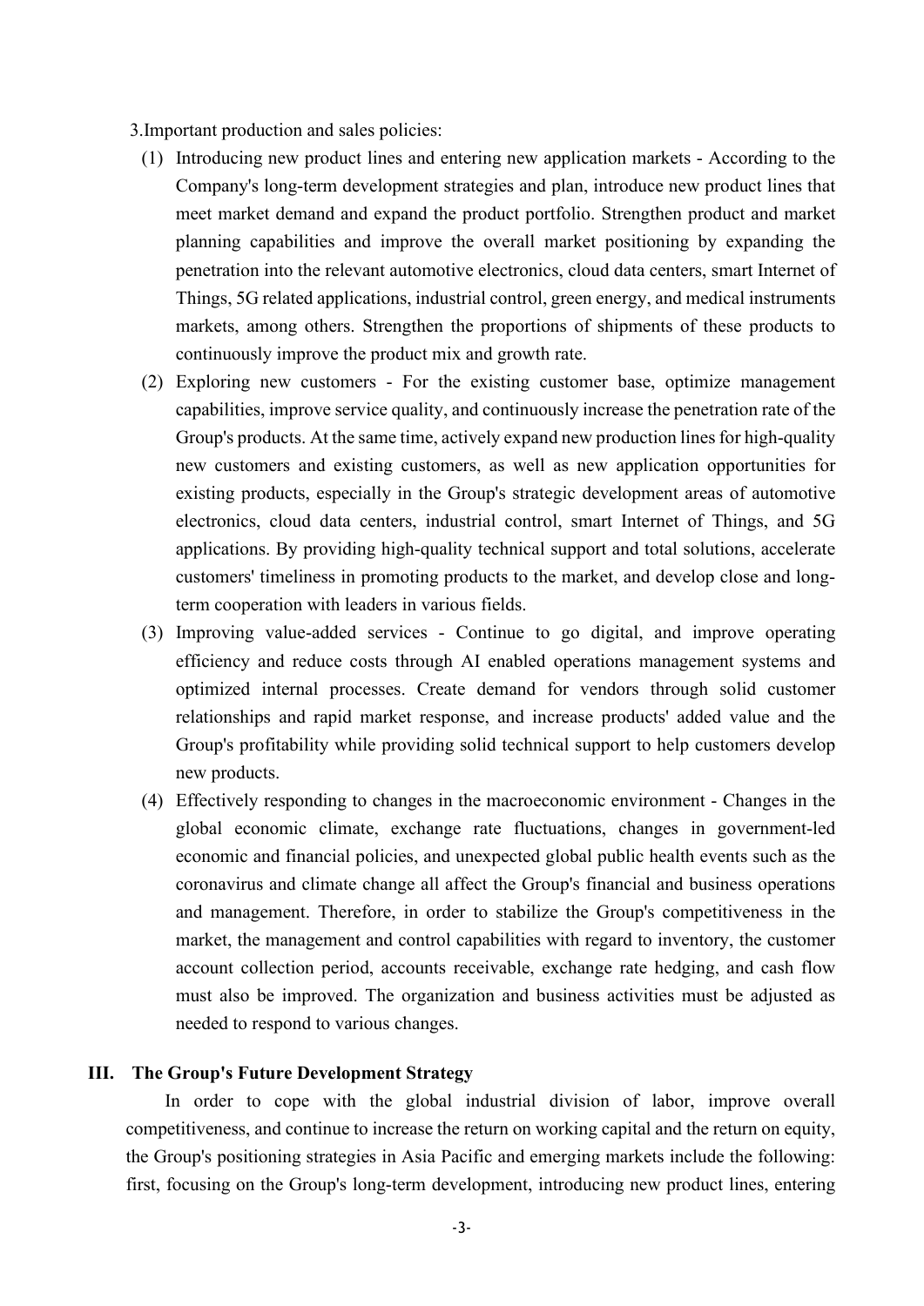3.Important production and sales policies:

(1) Introducing new product lines and entering new application markets - According to the Company's long-term development strategies and plan, introduce new product lines that meet market demand and expand the product portfolio. Strengthen product and market planning capabilities and improve the overall market positioning by expanding the penetration into the relevant automotive electronics, cloud data centers, smart Internet of Things, 5G related applications, industrial control, green energy, and medical instruments markets, among others. Strengthen the proportions of shipments of these products to continuously improve the product mix and growth rate.

(2) Exploring new customers - For the existing customer base, optimize management capabilities, improve service quality, and continuously increase the penetration rate of the Group's products. At the same time, actively expand new production lines for high-quality new customers and existing customers, as well as new application opportunities for existing products, especially in the Group's strategic development areas of automotive electronics, cloud data centers, industrial control, smart Internet of Things, and 5G applications. By providing high-quality technical support and total solutions, accelerate customers' timeliness in promoting products to the market, and develop close and long-term cooperation with leaders in various fields.

(3) Improving value-added services - Continue to go digital, and improve operating efficiency and reduce costs through AI enabled operations management systems and optimized internal processes. Create demand for vendors through solid customer relationships and rapid market response, and increase products' added value and the Group's profitability while providing solid technical support to help customers develop new products.

(4) Effectively responding to changes in the macroeconomic environment - Changes in the global economic climate, exchange rate fluctuations, changes in government-led economic and financial policies, and unexpected global public health events such as the coronavirus and climate change all affect the Group's financial and business operations and management. Therefore, in order to stabilize the Group's competitiveness in the market, the management and control capabilities with regard to inventory, the customer account collection period, accounts receivable, exchange rate hedging, and cash flow must also be improved. The organization and business activities must be adjusted as needed to respond to various changes.

## III. The Group's Future Development Strategy

In order to cope with the global industrial division of labor, improve overall competitiveness, and continue to increase the return on working capital and the return on equity, the Group's positioning strategies in Asia Pacific and emerging markets include the following: first, focusing on the Group's long-term development, introducing new product lines, entering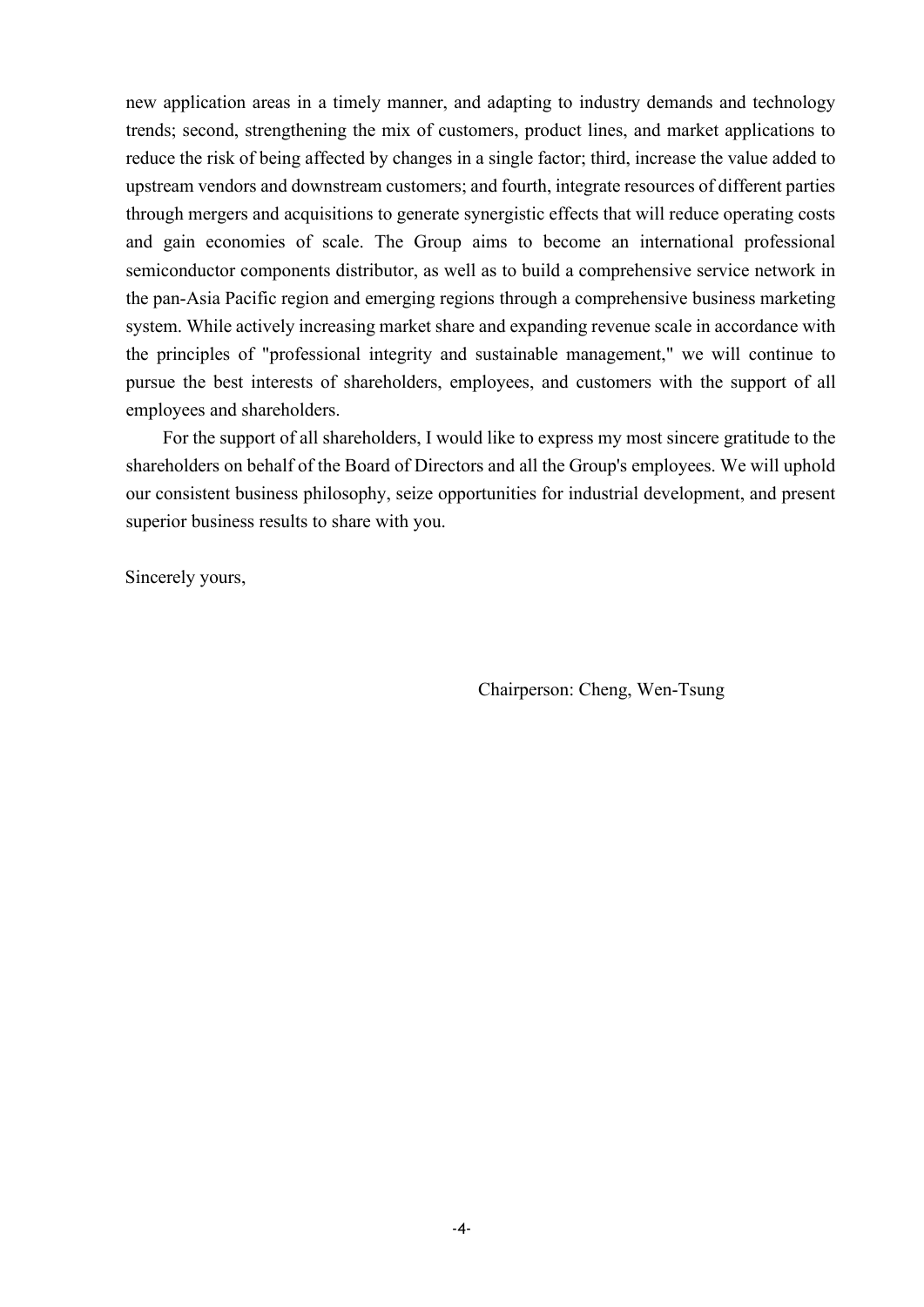new application areas in a timely manner, and adapting to industry demands and technology trends; second, strengthening the mix of customers, product lines, and market applications to reduce the risk of being affected by changes in a single factor; third, increase the value added to upstream vendors and downstream customers; and fourth, integrate resources of different parties through mergers and acquisitions to generate synergistic effects that will reduce operating costs and gain economies of scale. The Group aims to become an international professional semiconductor components distributor, as well as to build a comprehensive service network in the pan-Asia Pacific region and emerging regions through a comprehensive business marketing system. While actively increasing market share and expanding revenue scale in accordance with the principles of "professional integrity and sustainable management," we will continue to pursue the best interests of shareholders, employees, and customers with the support of all employees and shareholders.

For the support of all shareholders, I would like to express my most sincere gratitude to the shareholders on behalf of the Board of Directors and all the Group's employees. We will uphold our consistent business philosophy, seize opportunities for industrial development, and present superior business results to share with you.

Sincerely yours,

Chairperson: Cheng, Wen-Tsung